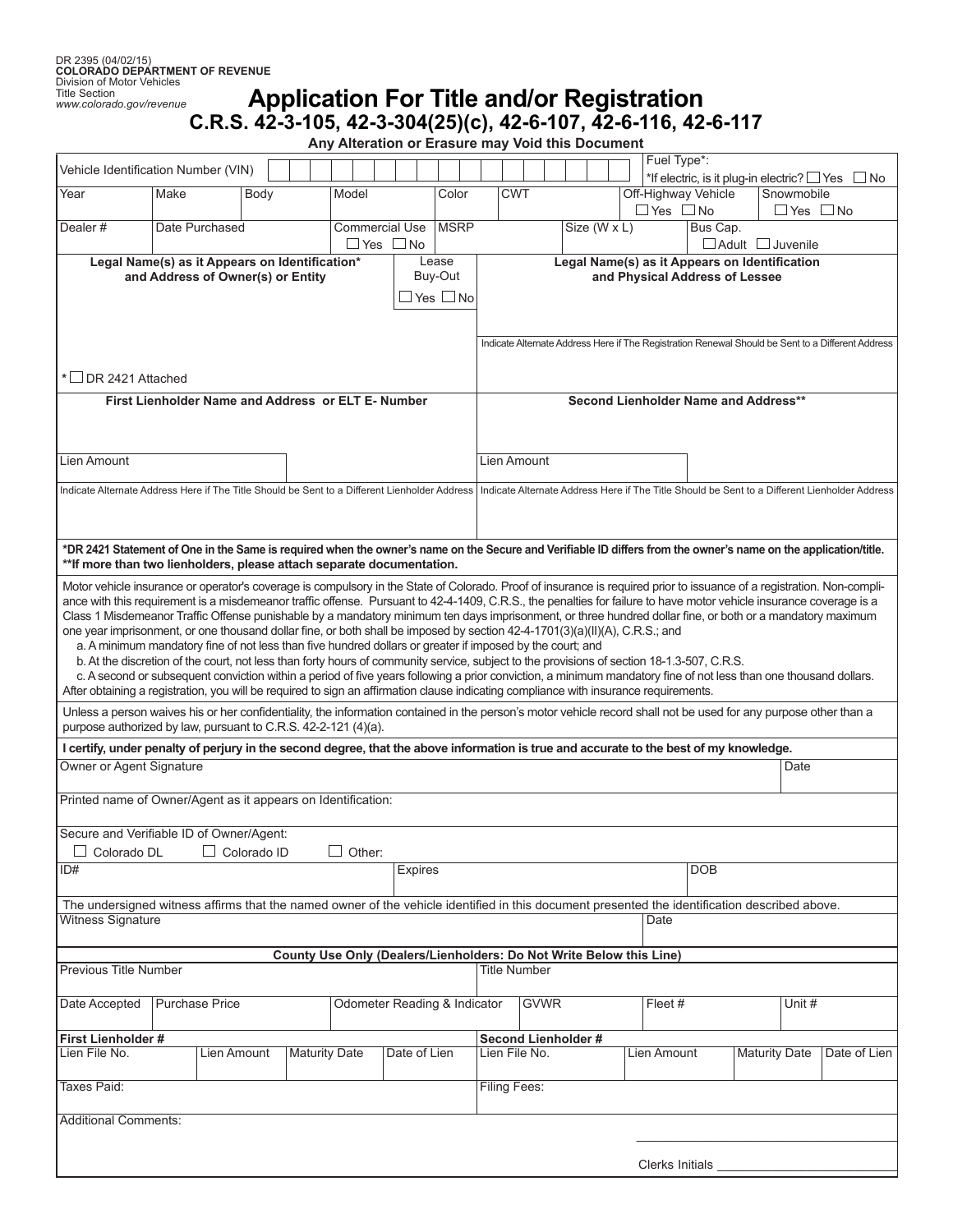DR 2395 (04/02/15)
**COLORADO DEPARTMENT OF REVENUE**
Division of Motor Vehicles
Title Section
*www.colorado.gov/revenue*

# Application For Title and/or Registration

## C.R.S. 42-3-105, 42-3-304(25)(c), 42-6-107, 42-6-116, 42-6-117

**Any Alteration or Erasure may Void this Document**

| Vehicle Identification Number (VIN) | | | | Fuel Type*: *If electric, is it plug-in electric? ☐ Yes ☐ No | |
|---|---|---|---|---|---|
| Year | Make | Body | Model | Color | CWT |
| Off-Highway Vehicle ☐ Yes ☐ No | Snowmobile ☐ Yes ☐ No | | | | |
| Dealer # | Date Purchased | Commercial Use ☐ Yes ☐ No | MSRP | Size (W x L) | Bus Cap. ☐ Adult ☐ Juvenile |

| Legal Name(s) as it Appears on Identification* and Address of Owner(s) or Entity | Lease Buy-Out ☐ Yes ☐ No | Legal Name(s) as it Appears on Identification and Physical Address of Lessee |
|---|---|---|
| * ☐ DR 2421 Attached | | Indicate Alternate Address Here if The Registration Renewal Should be Sent to a Different Address |

| First Lienholder Name and Address or ELT E- Number | Second Lienholder Name and Address** |
|---|---|
| Lien Amount | Lien Amount |
| Indicate Alternate Address Here if The Title Should be Sent to a Different Lienholder Address | Indicate Alternate Address Here if The Title Should be Sent to a Different Lienholder Address |

***DR 2421 Statement of One in the Same is required when the owner's name on the Secure and Verifiable ID differs from the owner's name on the application/title.**
****If more than two lienholders, please attach separate documentation.**

Motor vehicle insurance or operator's coverage is compulsory in the State of Colorado. Proof of insurance is required prior to issuance of a registration. Non-compliance with this requirement is a misdemeanor traffic offense. Pursuant to 42-4-1409, C.R.S., the penalties for failure to have motor vehicle insurance coverage is a Class 1 Misdemeanor Traffic Offense punishable by a mandatory minimum ten days imprisonment, or three hundred dollar fine, or both or a mandatory maximum one year imprisonment, or one thousand dollar fine, or both shall be imposed by section 42-4-1701(3)(a)(II)(A), C.R.S.; and

a. A minimum mandatory fine of not less than five hundred dollars or greater if imposed by the court; and
b. At the discretion of the court, not less than forty hours of community service, subject to the provisions of section 18-1.3-507, C.R.S.
c. A second or subsequent conviction within a period of five years following a prior conviction, a minimum mandatory fine of not less than one thousand dollars.

After obtaining a registration, you will be required to sign an affirmation clause indicating compliance with insurance requirements.

Unless a person waives his or her confidentiality, the information contained in the person's motor vehicle record shall not be used for any purpose other than a purpose authorized by law, pursuant to C.R.S. 42-2-121 (4)(a).

**I certify, under penalty of perjury in the second degree, that the above information is true and accurate to the best of my knowledge.**

| Owner or Agent Signature | | Date |
|---|---|---|
| Printed name of Owner/Agent as it appears on Identification: | | |
| Secure and Verifiable ID of Owner/Agent: ☐ Colorado DL ☐ Colorado ID ☐ Other: | | |
| ID# | Expires | DOB |

The undersigned witness affirms that the named owner of the vehicle identified in this document presented the identification described above.

| Witness Signature | Date |
|---|---|

**County Use Only (Dealers/Lienholders: Do Not Write Below this Line)**

| Previous Title Number | | | Title Number | | |
|---|---|---|---|---|---|
| Date Accepted | Purchase Price | Odometer Reading & Indicator | GVWR | Fleet # | Unit # |

| **First Lienholder #** | | | | **Second Lienholder #** | | | |
|---|---|---|---|---|---|---|---|
| Lien File No. | Lien Amount | Maturity Date | Date of Lien | Lien File No. | Lien Amount | Maturity Date | Date of Lien |
| Taxes Paid: | | | | Filing Fees: | | | |

Additional Comments:

Clerks Initials \_\_\_\_\_\_\_\_\_\_\_\_\_\_\_\_\_\_\_\_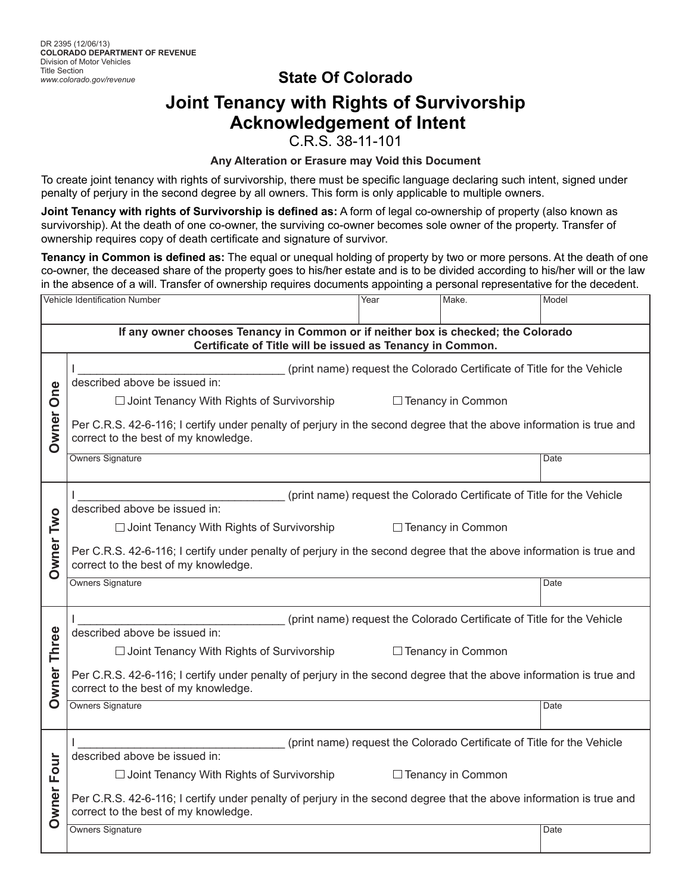DR 2395 (12/06/13)
**COLORADO DEPARTMENT OF REVENUE**
Division of Motor Vehicles
Title Section
*www.colorado.gov/revenue*

# State Of Colorado

# Joint Tenancy with Rights of Survivorship Acknowledgement of Intent

C.R.S. 38-11-101

**Any Alteration or Erasure may Void this Document**

To create joint tenancy with rights of survivorship, there must be specific language declaring such intent, signed under penalty of perjury in the second degree by all owners. This form is only applicable to multiple owners.

**Joint Tenancy with rights of Survivorship is defined as:** A form of legal co-ownership of property (also known as survivorship). At the death of one co-owner, the surviving co-owner becomes sole owner of the property. Transfer of ownership requires copy of death certificate and signature of survivor.

**Tenancy in Common is defined as:** The equal or unequal holding of property by two or more persons. At the death of one co-owner, the deceased share of the property goes to his/her estate and is to be divided according to his/her will or the law in the absence of a will. Transfer of ownership requires documents appointing a personal representative for the decedent.

| Vehicle Identification Number | Year | Make. | Model |
|---|---|---|---|
| | | | |

**If any owner chooses Tenancy in Common or if neither box is checked; the Colorado Certificate of Title will be issued as Tenancy in Common.**

## Owner One

I _________________________________ (print name) request the Colorado Certificate of Title for the Vehicle described above be issued in:

☐ Joint Tenancy With Rights of Survivorship ☐ Tenancy in Common

Per C.R.S. 42-6-116; I certify under penalty of perjury in the second degree that the above information is true and correct to the best of my knowledge.

| Owners Signature | Date |
|---|---|
| | |

## Owner Two

I _________________________________ (print name) request the Colorado Certificate of Title for the Vehicle described above be issued in:

☐ Joint Tenancy With Rights of Survivorship ☐ Tenancy in Common

Per C.R.S. 42-6-116; I certify under penalty of perjury in the second degree that the above information is true and correct to the best of my knowledge.

| Owners Signature | Date |
|---|---|
| | |

## Owner Three

I _________________________________ (print name) request the Colorado Certificate of Title for the Vehicle described above be issued in:

☐ Joint Tenancy With Rights of Survivorship ☐ Tenancy in Common

Per C.R.S. 42-6-116; I certify under penalty of perjury in the second degree that the above information is true and correct to the best of my knowledge.

| Owners Signature | Date |
|---|---|
| | |

## Owner Four

I _________________________________ (print name) request the Colorado Certificate of Title for the Vehicle described above be issued in:

☐ Joint Tenancy With Rights of Survivorship ☐ Tenancy in Common

Per C.R.S. 42-6-116; I certify under penalty of perjury in the second degree that the above information is true and correct to the best of my knowledge.

| Owners Signature | Date |
|---|---|
| | |